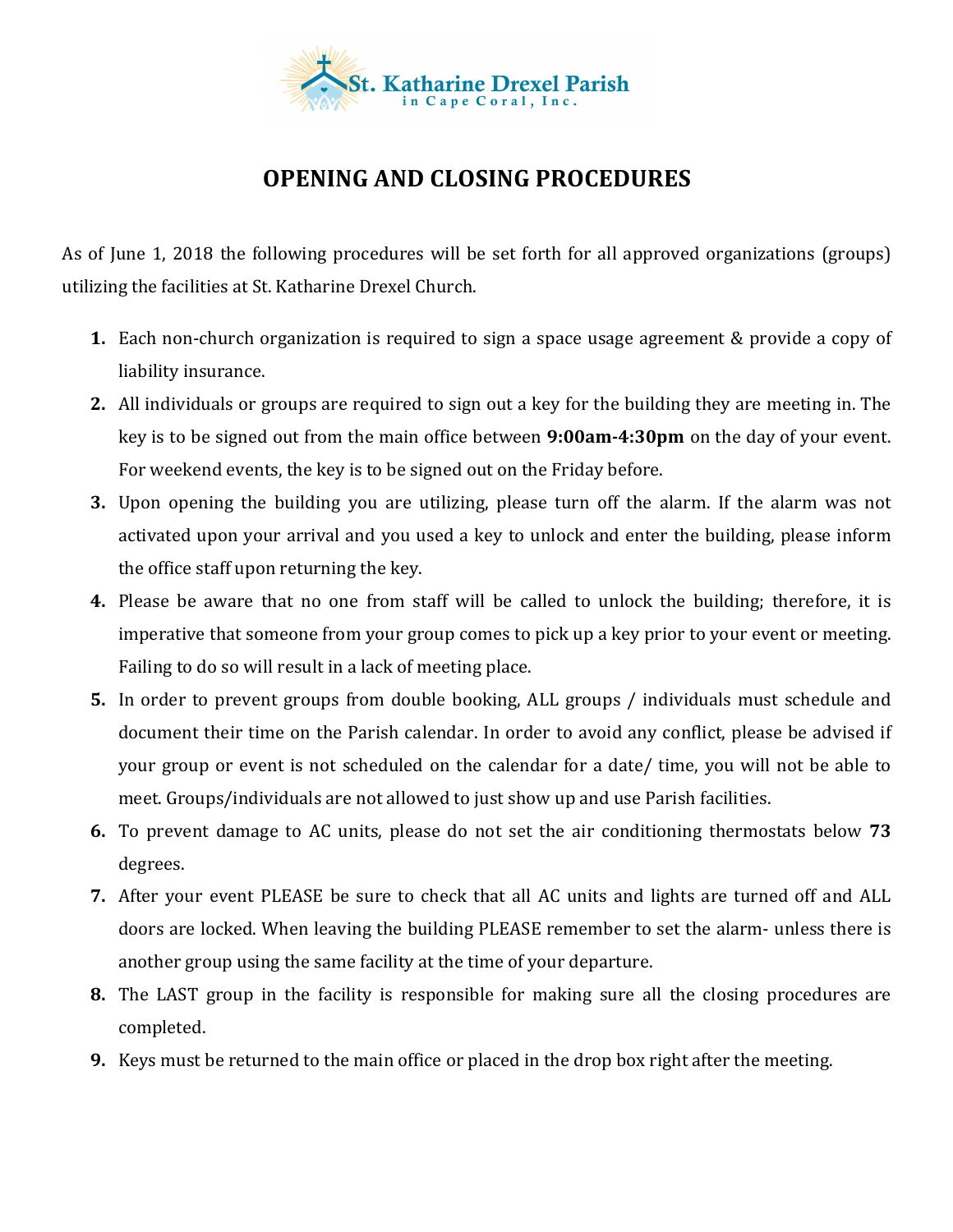St. Katharine Drexel Parish in Cape Coral, Inc.

# OPENING AND CLOSING PROCEDURES

As of June 1, 2018 the following procedures will be set forth for all approved organizations (groups) utilizing the facilities at St. Katharine Drexel Church.

1. Each non-church organization is required to sign a space usage agreement & provide a copy of liability insurance.
2. All individuals or groups are required to sign out a key for the building they are meeting in. The key is to be signed out from the main office between **9:00am-4:30pm** on the day of your event. For weekend events, the key is to be signed out on the Friday before.
3. Upon opening the building you are utilizing, please turn off the alarm. If the alarm was not activated upon your arrival and you used a key to unlock and enter the building, please inform the office staff upon returning the key.
4. Please be aware that no one from staff will be called to unlock the building; therefore, it is imperative that someone from your group comes to pick up a key prior to your event or meeting. Failing to do so will result in a lack of meeting place.
5. In order to prevent groups from double booking, ALL groups / individuals must schedule and document their time on the Parish calendar. In order to avoid any conflict, please be advised if your group or event is not scheduled on the calendar for a date/ time, you will not be able to meet. Groups/individuals are not allowed to just show up and use Parish facilities.
6. To prevent damage to AC units, please do not set the air conditioning thermostats below **73** degrees.
7. After your event PLEASE be sure to check that all AC units and lights are turned off and ALL doors are locked. When leaving the building PLEASE remember to set the alarm- unless there is another group using the same facility at the time of your departure.
8. The LAST group in the facility is responsible for making sure all the closing procedures are completed.
9. Keys must be returned to the main office or placed in the drop box right after the meeting.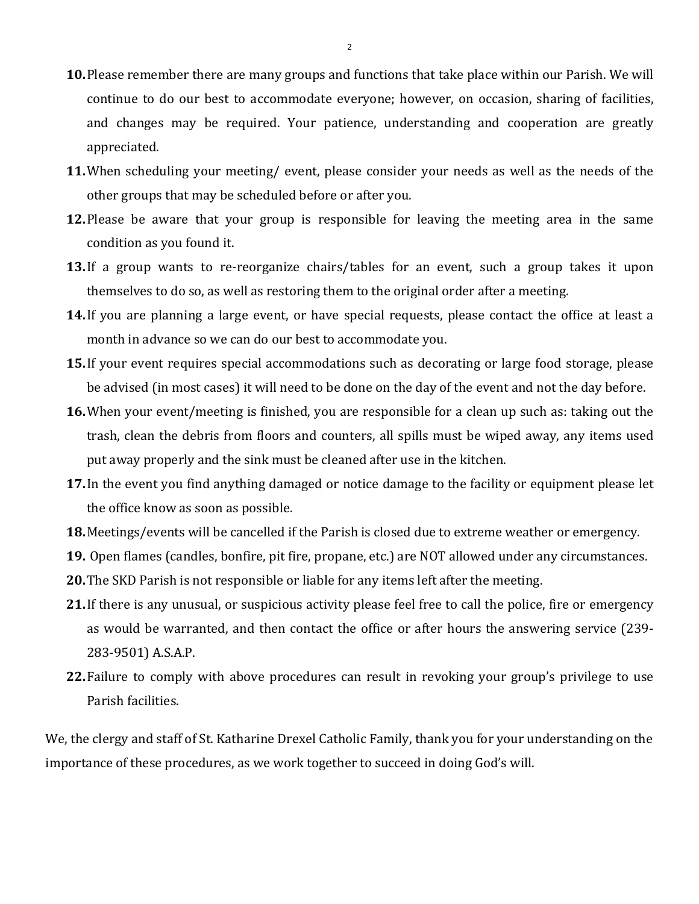10. Please remember there are many groups and functions that take place within our Parish. We will continue to do our best to accommodate everyone; however, on occasion, sharing of facilities, and changes may be required. Your patience, understanding and cooperation are greatly appreciated.
11. When scheduling your meeting/ event, please consider your needs as well as the needs of the other groups that may be scheduled before or after you.
12. Please be aware that your group is responsible for leaving the meeting area in the same condition as you found it.
13. If a group wants to re-reorganize chairs/tables for an event, such a group takes it upon themselves to do so, as well as restoring them to the original order after a meeting.
14. If you are planning a large event, or have special requests, please contact the office at least a month in advance so we can do our best to accommodate you.
15. If your event requires special accommodations such as decorating or large food storage, please be advised (in most cases) it will need to be done on the day of the event and not the day before.
16. When your event/meeting is finished, you are responsible for a clean up such as: taking out the trash, clean the debris from floors and counters, all spills must be wiped away, any items used put away properly and the sink must be cleaned after use in the kitchen.
17. In the event you find anything damaged or notice damage to the facility or equipment please let the office know as soon as possible.
18. Meetings/events will be cancelled if the Parish is closed due to extreme weather or emergency.
19. Open flames (candles, bonfire, pit fire, propane, etc.) are NOT allowed under any circumstances.
20. The SKD Parish is not responsible or liable for any items left after the meeting.
21. If there is any unusual, or suspicious activity please feel free to call the police, fire or emergency as would be warranted, and then contact the office or after hours the answering service (239-283-9501) A.S.A.P.
22. Failure to comply with above procedures can result in revoking your group's privilege to use Parish facilities.

We, the clergy and staff of St. Katharine Drexel Catholic Family, thank you for your understanding on the importance of these procedures, as we work together to succeed in doing God's will.